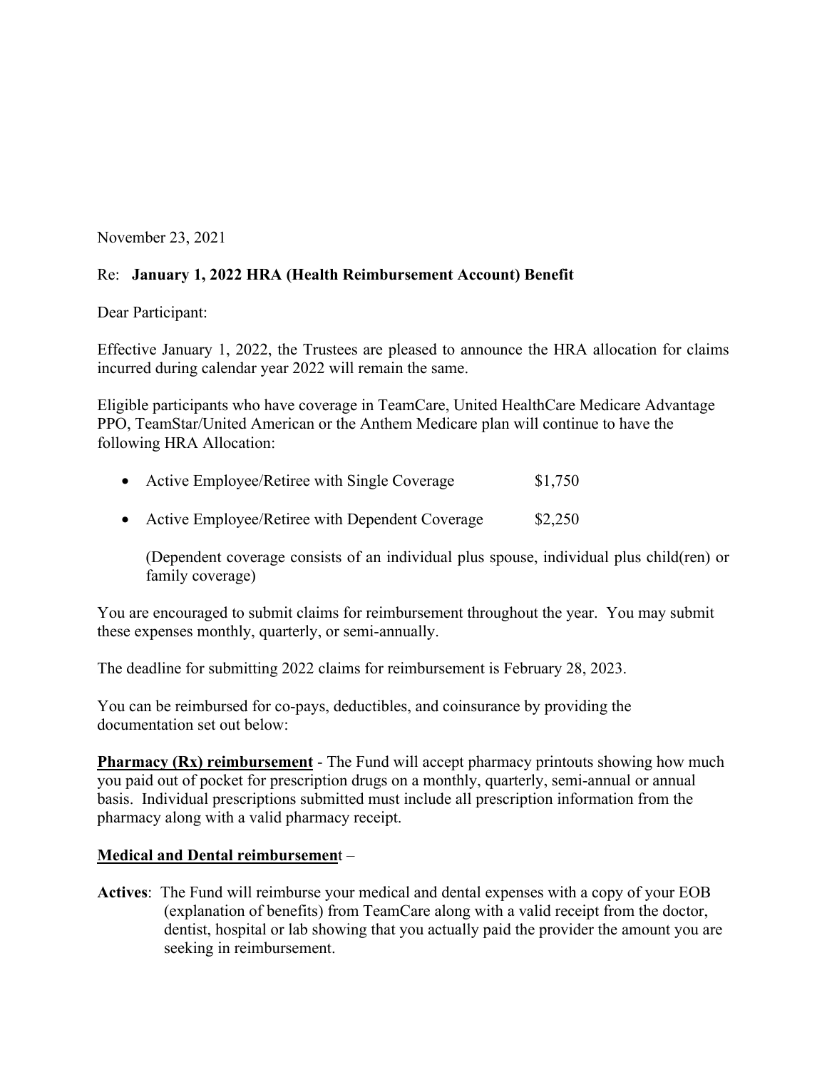November 23, 2021

Re: **January 1, 2022 HRA (Health Reimbursement Account) Benefit**

Dear Participant:

Effective January 1, 2022, the Trustees are pleased to announce the HRA allocation for claims incurred during calendar year 2022 will remain the same.

Eligible participants who have coverage in TeamCare, United HealthCare Medicare Advantage PPO, TeamStar/United American or the Anthem Medicare plan will continue to have the following HRA Allocation:

- Active Employee/Retiree with Single Coverage $1,750
- Active Employee/Retiree with Dependent Coverage $2,250

  (Dependent coverage consists of an individual plus spouse, individual plus child(ren) or family coverage)

You are encouraged to submit claims for reimbursement throughout the year. You may submit these expenses monthly, quarterly, or semi-annually.

The deadline for submitting 2022 claims for reimbursement is February 28, 2023.

You can be reimbursed for co-pays, deductibles, and coinsurance by providing the documentation set out below:

**Pharmacy (Rx) reimbursement** - The Fund will accept pharmacy printouts showing how much you paid out of pocket for prescription drugs on a monthly, quarterly, semi-annual or annual basis. Individual prescriptions submitted must include all prescription information from the pharmacy along with a valid pharmacy receipt.

**Medical and Dental reimbursement** –

**Actives**: The Fund will reimburse your medical and dental expenses with a copy of your EOB (explanation of benefits) from TeamCare along with a valid receipt from the doctor, dentist, hospital or lab showing that you actually paid the provider the amount you are seeking in reimbursement.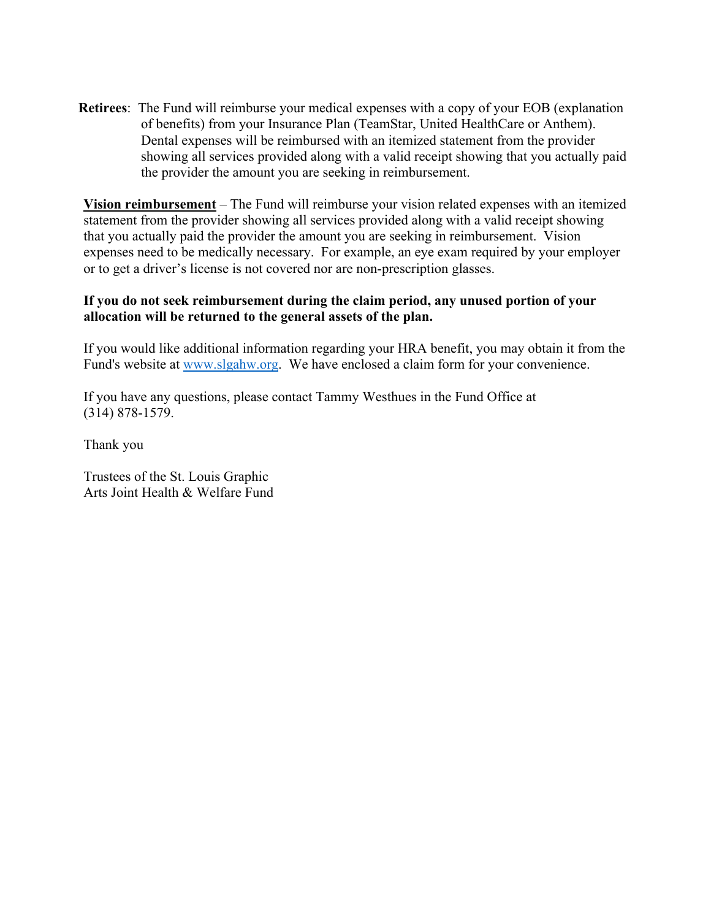**Retirees**: The Fund will reimburse your medical expenses with a copy of your EOB (explanation of benefits) from your Insurance Plan (TeamStar, United HealthCare or Anthem). Dental expenses will be reimbursed with an itemized statement from the provider showing all services provided along with a valid receipt showing that you actually paid the provider the amount you are seeking in reimbursement.

**<u>Vision reimbursement</u>** – The Fund will reimburse your vision related expenses with an itemized statement from the provider showing all services provided along with a valid receipt showing that you actually paid the provider the amount you are seeking in reimbursement. Vision expenses need to be medically necessary. For example, an eye exam required by your employer or to get a driver's license is not covered nor are non-prescription glasses.

**If you do not seek reimbursement during the claim period, any unused portion of your allocation will be returned to the general assets of the plan.**

If you would like additional information regarding your HRA benefit, you may obtain it from the Fund's website at [www.slgahw.org](http://www.slgahw.org). We have enclosed a claim form for your convenience.

If you have any questions, please contact Tammy Westhues in the Fund Office at (314) 878-1579.

Thank you

Trustees of the St. Louis Graphic
Arts Joint Health & Welfare Fund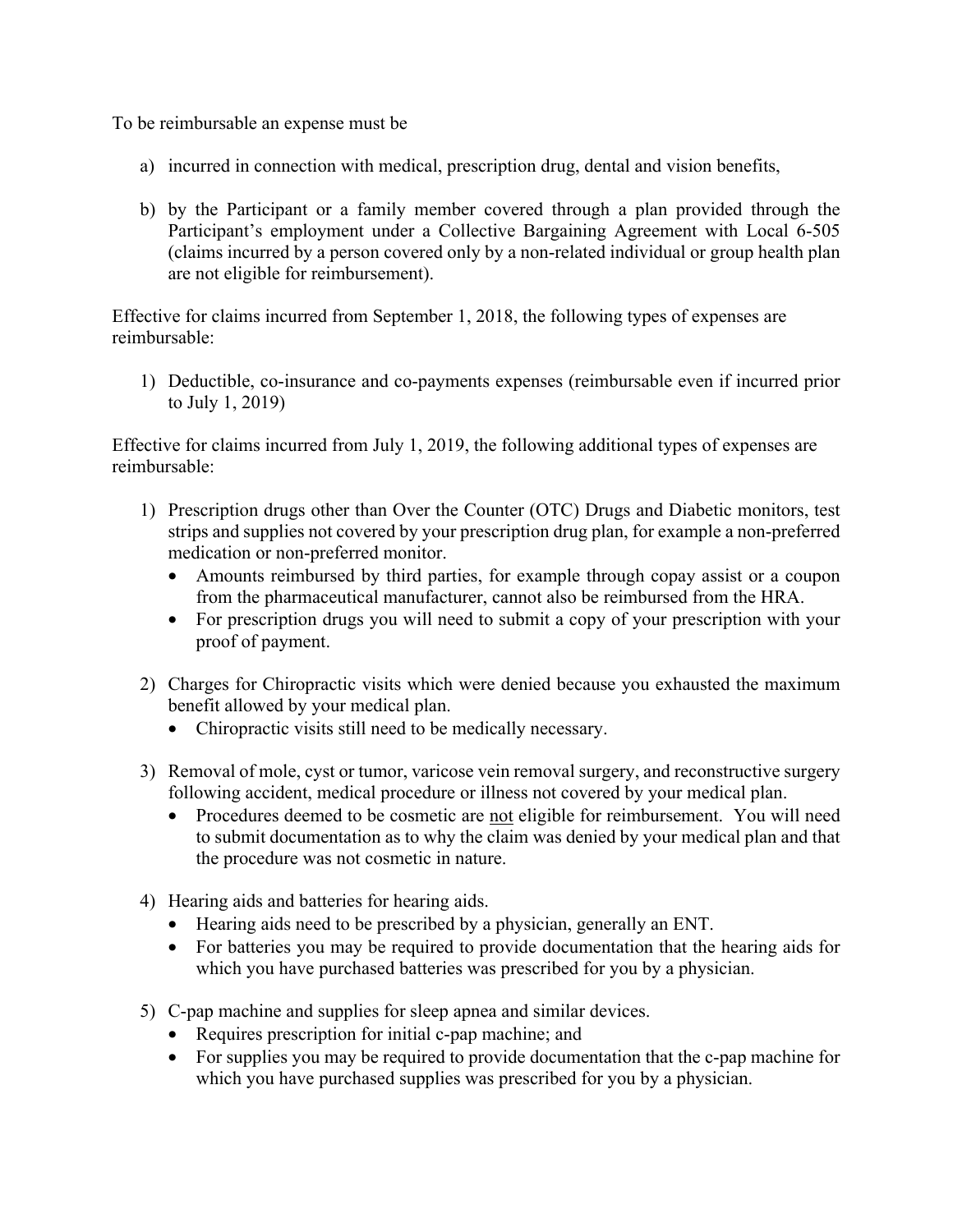To be reimbursable an expense must be

a) incurred in connection with medical, prescription drug, dental and vision benefits,

b) by the Participant or a family member covered through a plan provided through the Participant's employment under a Collective Bargaining Agreement with Local 6-505 (claims incurred by a person covered only by a non-related individual or group health plan are not eligible for reimbursement).

Effective for claims incurred from September 1, 2018, the following types of expenses are reimbursable:

1) Deductible, co-insurance and co-payments expenses (reimbursable even if incurred prior to July 1, 2019)

Effective for claims incurred from July 1, 2019, the following additional types of expenses are reimbursable:

1) Prescription drugs other than Over the Counter (OTC) Drugs and Diabetic monitors, test strips and supplies not covered by your prescription drug plan, for example a non-preferred medication or non-preferred monitor.
   - Amounts reimbursed by third parties, for example through copay assist or a coupon from the pharmaceutical manufacturer, cannot also be reimbursed from the HRA.
   - For prescription drugs you will need to submit a copy of your prescription with your proof of payment.

2) Charges for Chiropractic visits which were denied because you exhausted the maximum benefit allowed by your medical plan.
   - Chiropractic visits still need to be medically necessary.

3) Removal of mole, cyst or tumor, varicose vein removal surgery, and reconstructive surgery following accident, medical procedure or illness not covered by your medical plan.
   - Procedures deemed to be cosmetic are <u>not</u> eligible for reimbursement. You will need to submit documentation as to why the claim was denied by your medical plan and that the procedure was not cosmetic in nature.

4) Hearing aids and batteries for hearing aids.
   - Hearing aids need to be prescribed by a physician, generally an ENT.
   - For batteries you may be required to provide documentation that the hearing aids for which you have purchased batteries was prescribed for you by a physician.

5) C-pap machine and supplies for sleep apnea and similar devices.
   - Requires prescription for initial c-pap machine; and
   - For supplies you may be required to provide documentation that the c-pap machine for which you have purchased supplies was prescribed for you by a physician.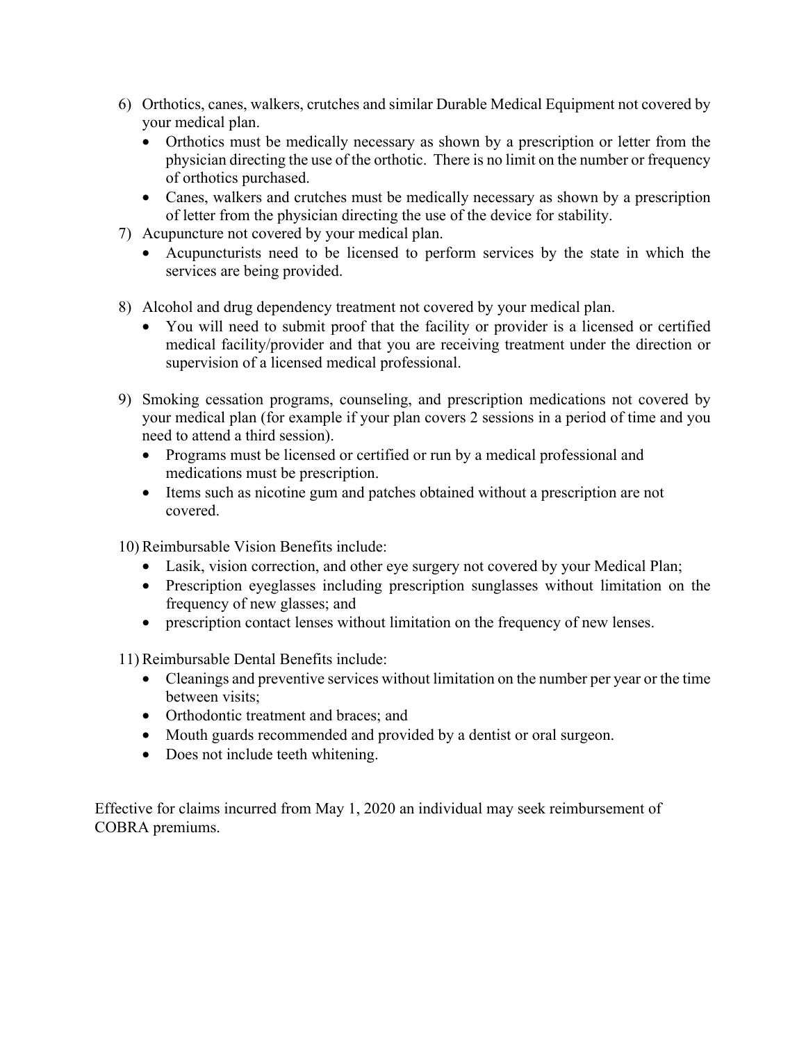6) Orthotics, canes, walkers, crutches and similar Durable Medical Equipment not covered by your medical plan.
   - Orthotics must be medically necessary as shown by a prescription or letter from the physician directing the use of the orthotic. There is no limit on the number or frequency of orthotics purchased.
   - Canes, walkers and crutches must be medically necessary as shown by a prescription of letter from the physician directing the use of the device for stability.
7) Acupuncture not covered by your medical plan.
   - Acupuncturists need to be licensed to perform services by the state in which the services are being provided.

8) Alcohol and drug dependency treatment not covered by your medical plan.
   - You will need to submit proof that the facility or provider is a licensed or certified medical facility/provider and that you are receiving treatment under the direction or supervision of a licensed medical professional.

9) Smoking cessation programs, counseling, and prescription medications not covered by your medical plan (for example if your plan covers 2 sessions in a period of time and you need to attend a third session).
   - Programs must be licensed or certified or run by a medical professional and medications must be prescription.
   - Items such as nicotine gum and patches obtained without a prescription are not covered.

10) Reimbursable Vision Benefits include:
    - Lasik, vision correction, and other eye surgery not covered by your Medical Plan;
    - Prescription eyeglasses including prescription sunglasses without limitation on the frequency of new glasses; and
    - prescription contact lenses without limitation on the frequency of new lenses.

11) Reimbursable Dental Benefits include:
    - Cleanings and preventive services without limitation on the number per year or the time between visits;
    - Orthodontic treatment and braces; and
    - Mouth guards recommended and provided by a dentist or oral surgeon.
    - Does not include teeth whitening.

Effective for claims incurred from May 1, 2020 an individual may seek reimbursement of COBRA premiums.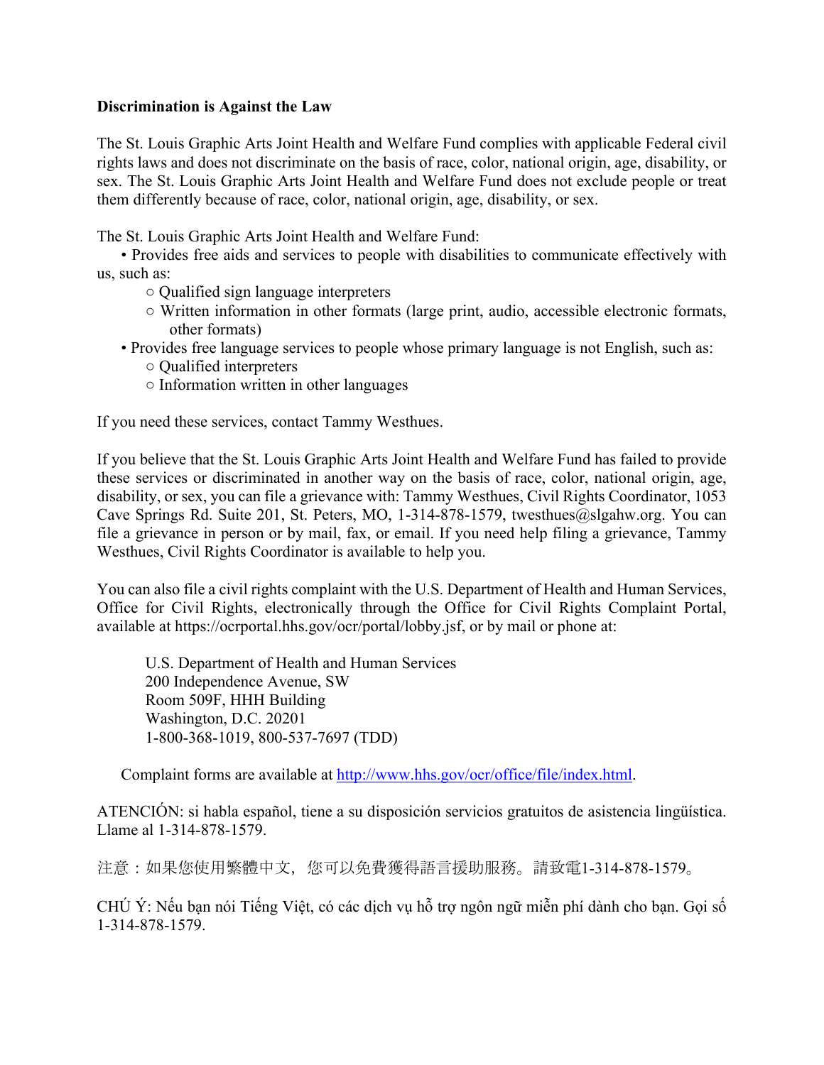**Discrimination is Against the Law**

The St. Louis Graphic Arts Joint Health and Welfare Fund complies with applicable Federal civil rights laws and does not discriminate on the basis of race, color, national origin, age, disability, or sex. The St. Louis Graphic Arts Joint Health and Welfare Fund does not exclude people or treat them differently because of race, color, national origin, age, disability, or sex.

The St. Louis Graphic Arts Joint Health and Welfare Fund:

- Provides free aids and services to people with disabilities to communicate effectively with us, such as:
  - Qualified sign language interpreters
  - Written information in other formats (large print, audio, accessible electronic formats, other formats)
- Provides free language services to people whose primary language is not English, such as:
  - Qualified interpreters
  - Information written in other languages

If you need these services, contact Tammy Westhues.

If you believe that the St. Louis Graphic Arts Joint Health and Welfare Fund has failed to provide these services or discriminated in another way on the basis of race, color, national origin, age, disability, or sex, you can file a grievance with: Tammy Westhues, Civil Rights Coordinator, 1053 Cave Springs Rd. Suite 201, St. Peters, MO, 1-314-878-1579, twesthues@slgahw.org. You can file a grievance in person or by mail, fax, or email. If you need help filing a grievance, Tammy Westhues, Civil Rights Coordinator is available to help you.

You can also file a civil rights complaint with the U.S. Department of Health and Human Services, Office for Civil Rights, electronically through the Office for Civil Rights Complaint Portal, available at https://ocrportal.hhs.gov/ocr/portal/lobby.jsf, or by mail or phone at:

U.S. Department of Health and Human Services
200 Independence Avenue, SW
Room 509F, HHH Building
Washington, D.C. 20201
1-800-368-1019, 800-537-7697 (TDD)

Complaint forms are available at [http://www.hhs.gov/ocr/office/file/index.html](http://www.hhs.gov/ocr/office/file/index.html).

ATENCIÓN: si habla español, tiene a su disposición servicios gratuitos de asistencia lingüística. Llame al 1-314-878-1579.

注意：如果您使用繁體中文，您可以免費獲得語言援助服務。請致電1-314-878-1579。

CHÚ Ý: Nếu bạn nói Tiếng Việt, có các dịch vụ hỗ trợ ngôn ngữ miễn phí dành cho bạn. Gọi số 1-314-878-1579.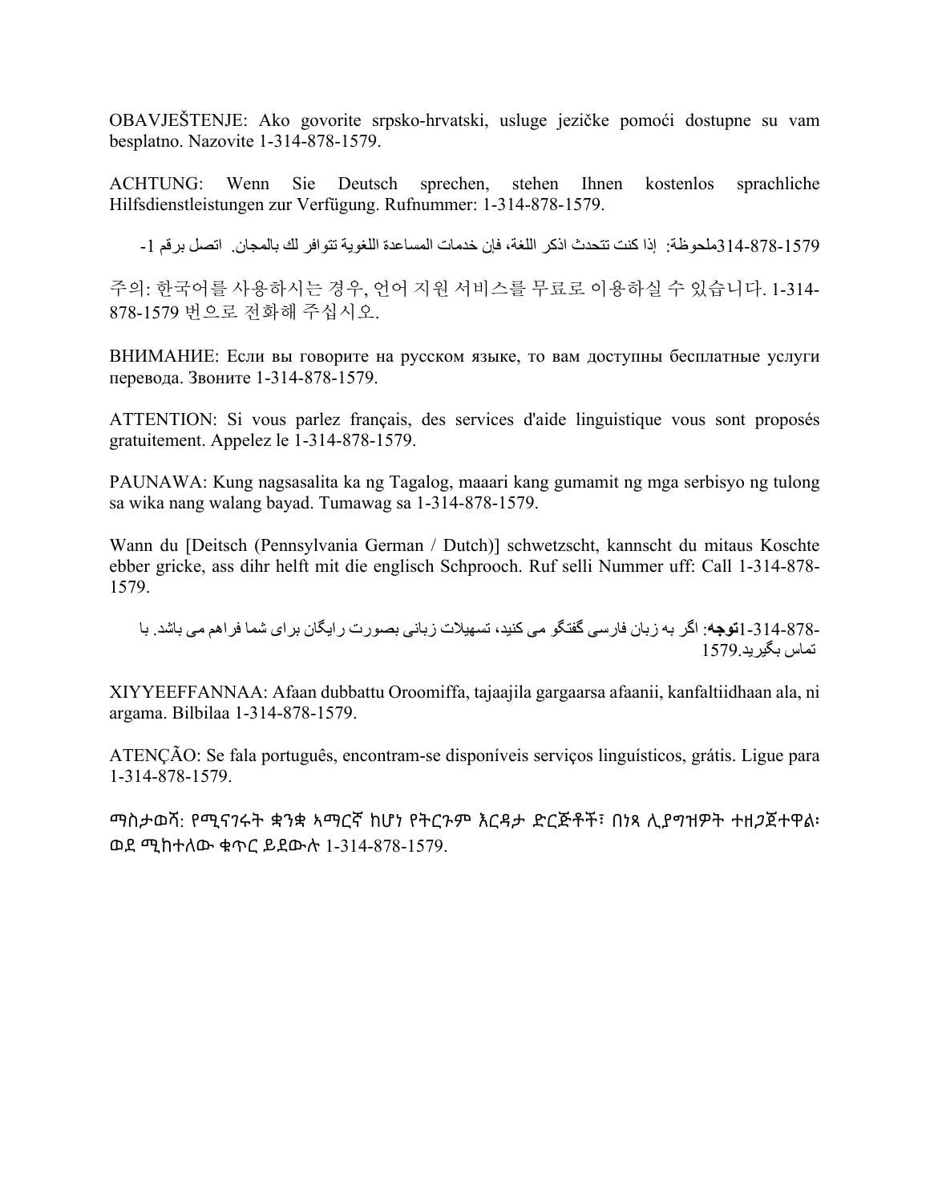OBAVJEŠTENJE: Ako govorite srpsko-hrvatski, usluge jezičke pomoći dostupne su vam besplatno. Nazovite 1-314-878-1579.

ACHTUNG: Wenn Sie Deutsch sprechen, stehen Ihnen kostenlos sprachliche Hilfsdienstleistungen zur Verfügung. Rufnummer: 1-314-878-1579.

ملحوظة: إذا كنت تتحدث اذكر اللغة، فإن خدمات المساعدة اللغوية تتوافر لك بالمجان. اتصل برقم 1-314-878-1579

주의: 한국어를 사용하시는 경우, 언어 지원 서비스를 무료로 이용하실 수 있습니다. 1-314-878-1579 번으로 전화해 주십시오.

ВНИМАНИЕ: Если вы говорите на русском языке, то вам доступны бесплатные услуги перевода. Звоните 1-314-878-1579.

ATTENTION: Si vous parlez français, des services d'aide linguistique vous sont proposés gratuitement. Appelez le 1-314-878-1579.

PAUNAWA: Kung nagsasalita ka ng Tagalog, maaari kang gumamit ng mga serbisyo ng tulong sa wika nang walang bayad. Tumawag sa 1-314-878-1579.

Wann du [Deitsch (Pennsylvania German / Dutch)] schwetzscht, kannscht du mitaus Koschte ebber gricke, ass dihr helft mit die englisch Schprooch. Ruf selli Nummer uff: Call 1-314-878-1579.

**توجه**: اگر به زبان فارسی گفتگو می کنید، تسهیلات زبانی بصورت رایگان برای شما فراهم می باشد. با 1-314-878-1579 تماس بگیرید.

XIYYEEFFANNAA: Afaan dubbattu Oroomiffa, tajaajila gargaarsa afaanii, kanfaltiidhaan ala, ni argama. Bilbilaa 1-314-878-1579.

ATENÇÃO: Se fala português, encontram-se disponíveis serviços linguísticos, grátis. Ligue para 1-314-878-1579.

ማስታወሻ: የሚናገሩት ቋንቋ ኣማርኛ ከሆነ የትርጉም እርዳታ ድርጅቶች፣ በነጻ ሊያግዝዎት ተዘጋጀተዋል፡ ወደ ሚከተለው ቁጥር ይደውሉ 1-314-878-1579.